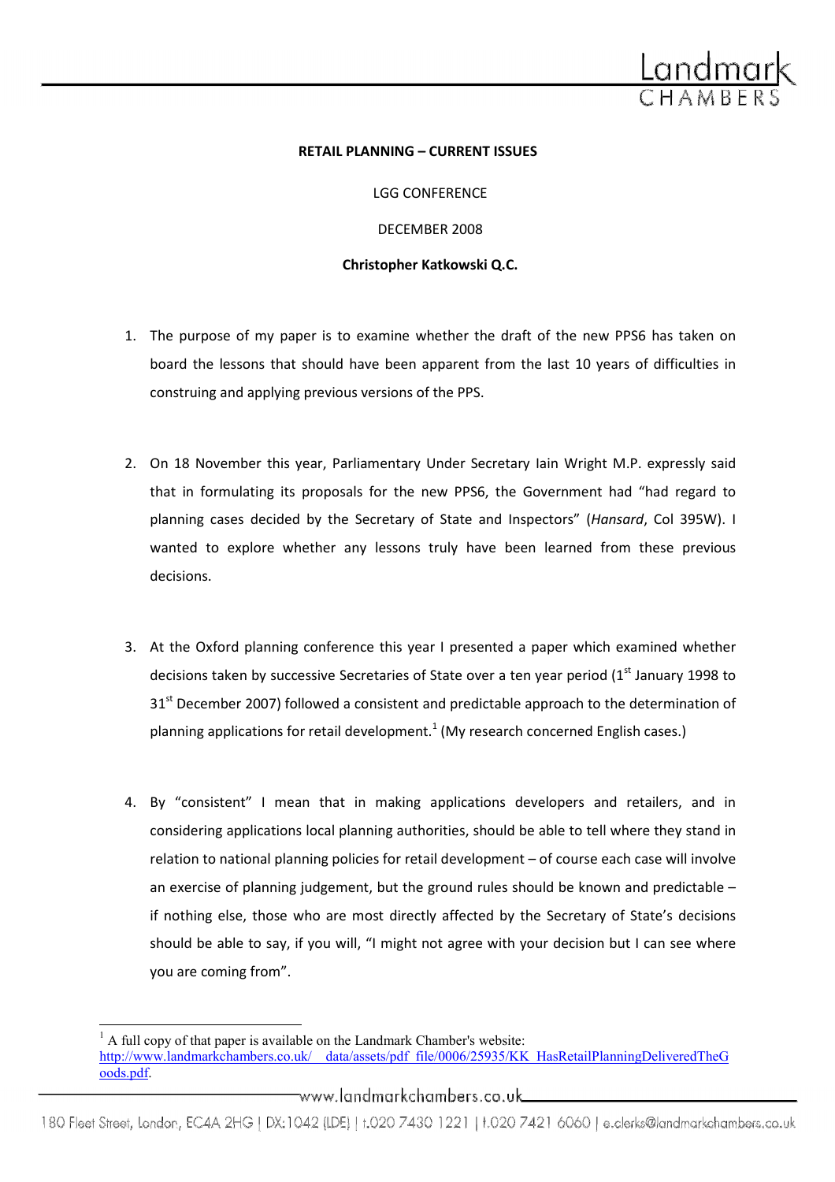**RETAIL PLANNING – CURRENT ISSUES**

LGG CONFERENCE

DECEMBER 2008

**Christopher Katkowski Q.C.**

1. The purpose of my paper is to examine whether the draft of the new PPS6 has taken on board the lessons that should have been apparent from the last 10 years of difficulties in construing and applying previous versions of the PPS.

2. On 18 November this year, Parliamentary Under Secretary Iain Wright M.P. expressly said that in formulating its proposals for the new PPS6, the Government had "had regard to planning cases decided by the Secretary of State and Inspectors" (*Hansard*, Col 395W). I wanted to explore whether any lessons truly have been learned from these previous decisions.

3. At the Oxford planning conference this year I presented a paper which examined whether decisions taken by successive Secretaries of State over a ten year period (1st January 1998 to 31st December 2007) followed a consistent and predictable approach to the determination of planning applications for retail development.[1] (My research concerned English cases.)

4. By "consistent" I mean that in making applications developers and retailers, and in considering applications local planning authorities, should be able to tell where they stand in relation to national planning policies for retail development – of course each case will involve an exercise of planning judgement, but the ground rules should be known and predictable – if nothing else, those who are most directly affected by the Secretary of State's decisions should be able to say, if you will, "I might not agree with your decision but I can see where you are coming from".

---

[1] A full copy of that paper is available on the Landmark Chamber's website: http://www.landmarkchambers.co.uk/__data/assets/pdf_file/0006/25935/KK_HasRetailPlanningDeliveredTheGoods.pdf.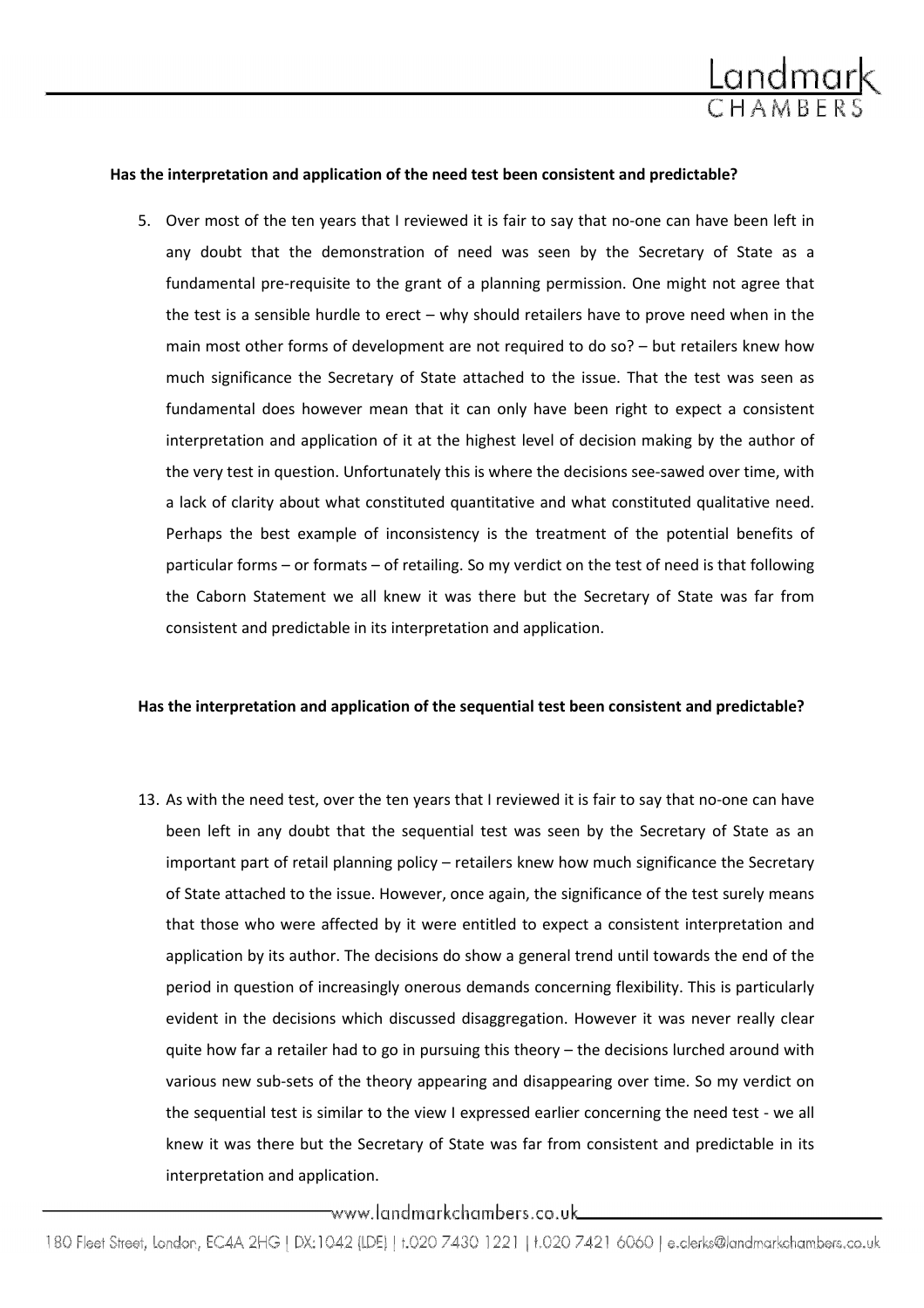**Has the interpretation and application of the need test been consistent and predictable?**

5. Over most of the ten years that I reviewed it is fair to say that no-one can have been left in any doubt that the demonstration of need was seen by the Secretary of State as a fundamental pre-requisite to the grant of a planning permission. One might not agree that the test is a sensible hurdle to erect – why should retailers have to prove need when in the main most other forms of development are not required to do so? – but retailers knew how much significance the Secretary of State attached to the issue. That the test was seen as fundamental does however mean that it can only have been right to expect a consistent interpretation and application of it at the highest level of decision making by the author of the very test in question. Unfortunately this is where the decisions see-sawed over time, with a lack of clarity about what constituted quantitative and what constituted qualitative need. Perhaps the best example of inconsistency is the treatment of the potential benefits of particular forms – or formats – of retailing. So my verdict on the test of need is that following the Caborn Statement we all knew it was there but the Secretary of State was far from consistent and predictable in its interpretation and application.

**Has the interpretation and application of the sequential test been consistent and predictable?**

13. As with the need test, over the ten years that I reviewed it is fair to say that no-one can have been left in any doubt that the sequential test was seen by the Secretary of State as an important part of retail planning policy – retailers knew how much significance the Secretary of State attached to the issue. However, once again, the significance of the test surely means that those who were affected by it were entitled to expect a consistent interpretation and application by its author. The decisions do show a general trend until towards the end of the period in question of increasingly onerous demands concerning flexibility. This is particularly evident in the decisions which discussed disaggregation. However it was never really clear quite how far a retailer had to go in pursuing this theory – the decisions lurched around with various new sub-sets of the theory appearing and disappearing over time. So my verdict on the sequential test is similar to the view I expressed earlier concerning the need test - we all knew it was there but the Secretary of State was far from consistent and predictable in its interpretation and application.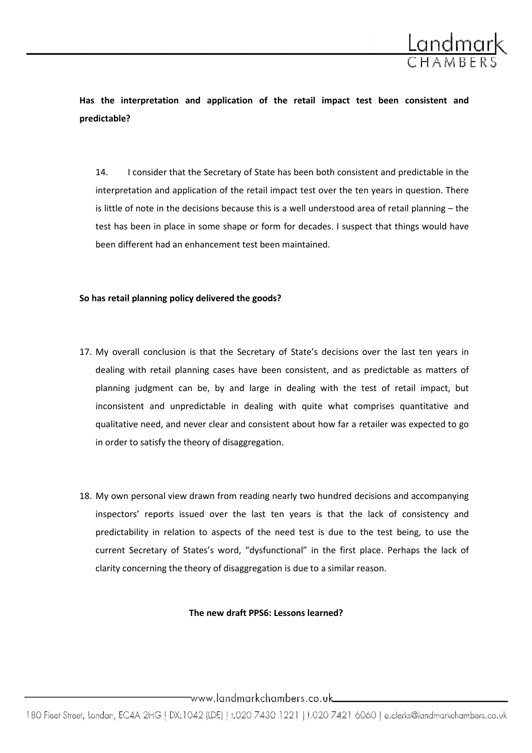**Has the interpretation and application of the retail impact test been consistent and predictable?**

14. I consider that the Secretary of State has been both consistent and predictable in the interpretation and application of the retail impact test over the ten years in question. There is little of note in the decisions because this is a well understood area of retail planning – the test has been in place in some shape or form for decades. I suspect that things would have been different had an enhancement test been maintained.

**So has retail planning policy delivered the goods?**

17. My overall conclusion is that the Secretary of State's decisions over the last ten years in dealing with retail planning cases have been consistent, and as predictable as matters of planning judgment can be, by and large in dealing with the test of retail impact, but inconsistent and unpredictable in dealing with quite what comprises quantitative and qualitative need, and never clear and consistent about how far a retailer was expected to go in order to satisfy the theory of disaggregation.

18. My own personal view drawn from reading nearly two hundred decisions and accompanying inspectors' reports issued over the last ten years is that the lack of consistency and predictability in relation to aspects of the need test is due to the test being, to use the current Secretary of States's word, "dysfunctional" in the first place. Perhaps the lack of clarity concerning the theory of disaggregation is due to a similar reason.

**The new draft PPS6: Lessons learned?**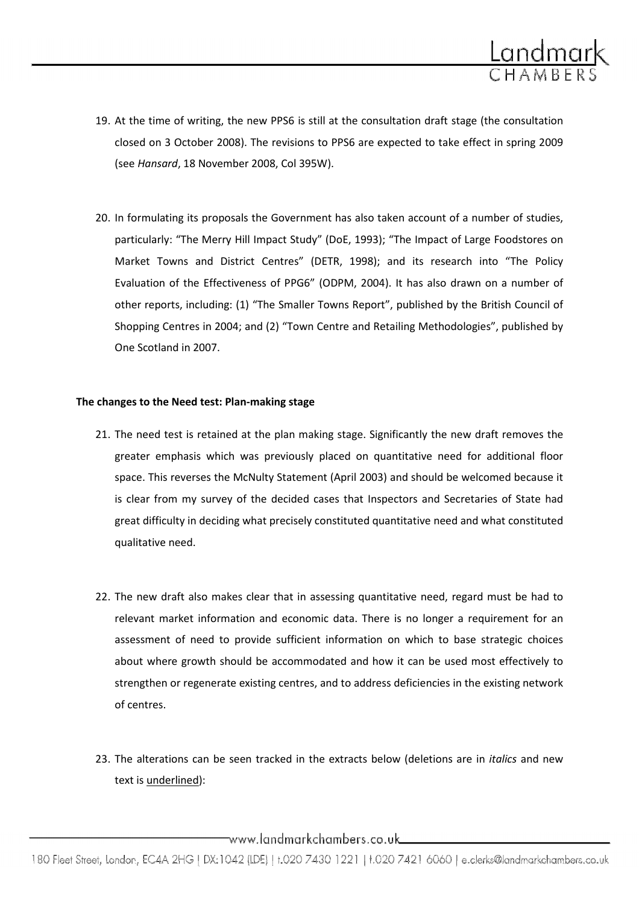19. At the time of writing, the new PPS6 is still at the consultation draft stage (the consultation closed on 3 October 2008). The revisions to PPS6 are expected to take effect in spring 2009 (see *Hansard*, 18 November 2008, Col 395W).

20. In formulating its proposals the Government has also taken account of a number of studies, particularly: "The Merry Hill Impact Study" (DoE, 1993); "The Impact of Large Foodstores on Market Towns and District Centres" (DETR, 1998); and its research into "The Policy Evaluation of the Effectiveness of PPG6" (ODPM, 2004). It has also drawn on a number of other reports, including: (1) "The Smaller Towns Report", published by the British Council of Shopping Centres in 2004; and (2) "Town Centre and Retailing Methodologies", published by One Scotland in 2007.

**The changes to the Need test: Plan-making stage**

21. The need test is retained at the plan making stage. Significantly the new draft removes the greater emphasis which was previously placed on quantitative need for additional floor space. This reverses the McNulty Statement (April 2003) and should be welcomed because it is clear from my survey of the decided cases that Inspectors and Secretaries of State had great difficulty in deciding what precisely constituted quantitative need and what constituted qualitative need.

22. The new draft also makes clear that in assessing quantitative need, regard must be had to relevant market information and economic data. There is no longer a requirement for an assessment of need to provide sufficient information on which to base strategic choices about where growth should be accommodated and how it can be used most effectively to strengthen or regenerate existing centres, and to address deficiencies in the existing network of centres.

23. The alterations can be seen tracked in the extracts below (deletions are in *italics* and new text is <u>underlined</u>):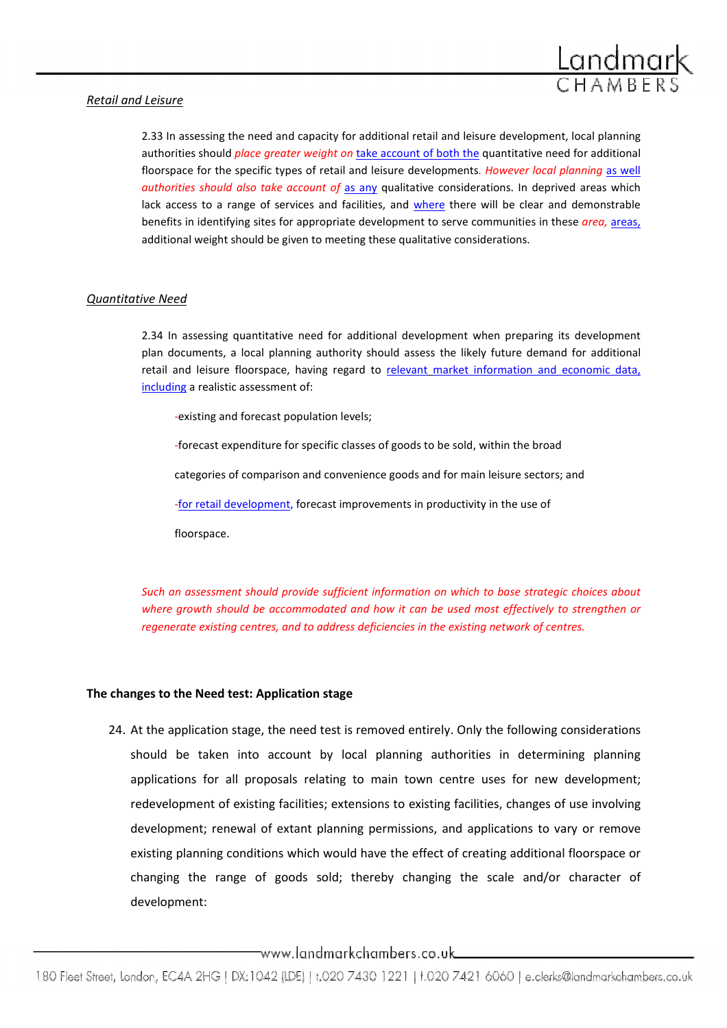*Retail and Leisure*

2.33 In assessing the need and capacity for additional retail and leisure development, local planning authorities should *place greater weight on* take account of both the quantitative need for additional floorspace for the specific types of retail and leisure developments*. However local planning* as well *authorities should also take account of* as any qualitative considerations. In deprived areas which lack access to a range of services and facilities, and where there will be clear and demonstrable benefits in identifying sites for appropriate development to serve communities in these *area,* areas, additional weight should be given to meeting these qualitative considerations.

*Quantitative Need*

2.34 In assessing quantitative need for additional development when preparing its development plan documents, a local planning authority should assess the likely future demand for additional retail and leisure floorspace, having regard to relevant market information and economic data, including a realistic assessment of:

- existing and forecast population levels;
- forecast expenditure for specific classes of goods to be sold, within the broad categories of comparison and convenience goods and for main leisure sectors; and
- for retail development, forecast improvements in productivity in the use of floorspace.

*Such an assessment should provide sufficient information on which to base strategic choices about where growth should be accommodated and how it can be used most effectively to strengthen or regenerate existing centres, and to address deficiencies in the existing network of centres.*

**The changes to the Need test: Application stage**

24. At the application stage, the need test is removed entirely. Only the following considerations should be taken into account by local planning authorities in determining planning applications for all proposals relating to main town centre uses for new development; redevelopment of existing facilities; extensions to existing facilities, changes of use involving development; renewal of extant planning permissions, and applications to vary or remove existing planning conditions which would have the effect of creating additional floorspace or changing the range of goods sold; thereby changing the scale and/or character of development: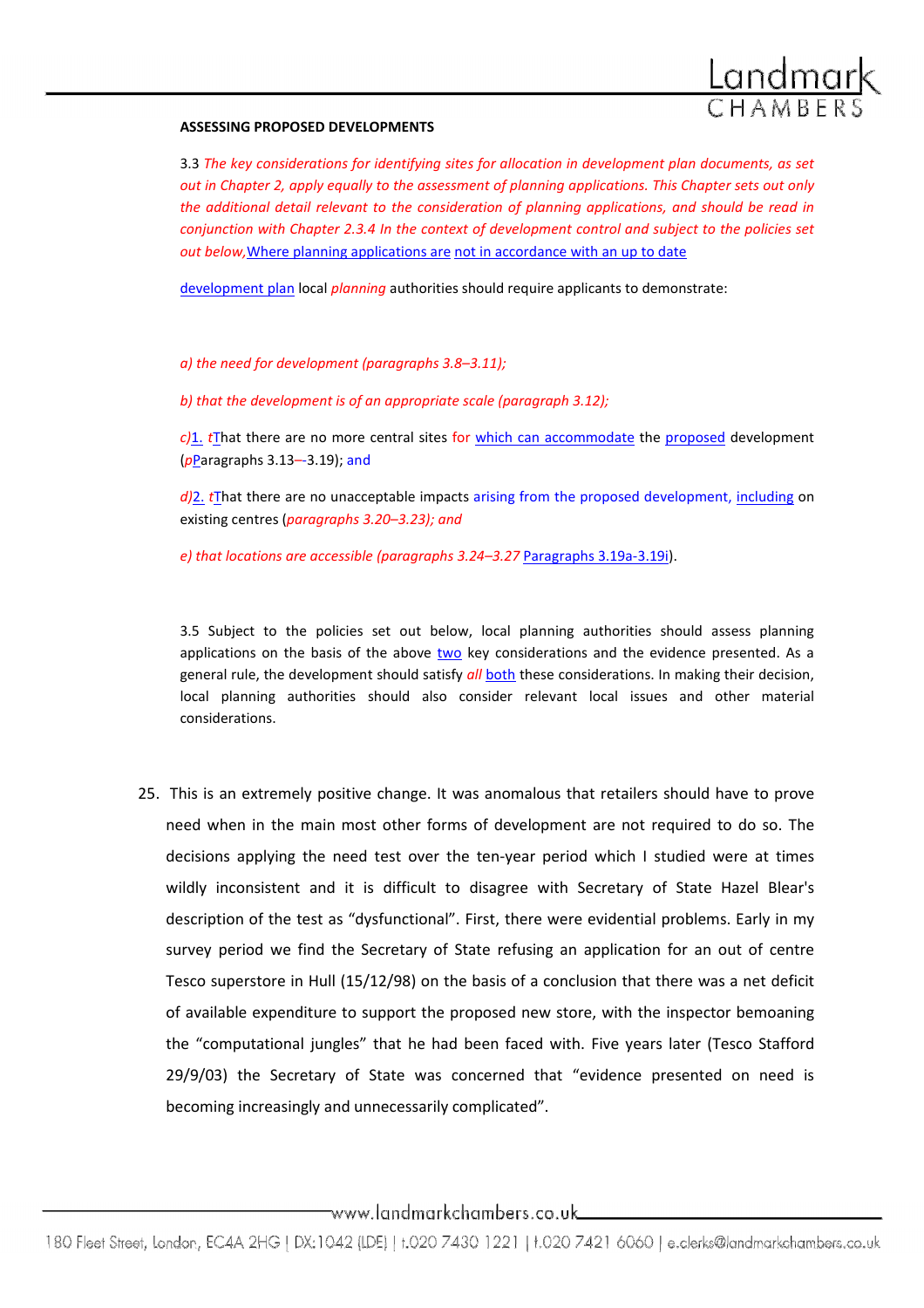**ASSESSING PROPOSED DEVELOPMENTS**

3.3 *The key considerations for identifying sites for allocation in development plan documents, as set out in Chapter 2, apply equally to the assessment of planning applications. This Chapter sets out only the additional detail relevant to the consideration of planning applications, and should be read in conjunction with Chapter 2.3.4 In the context of development control and subject to the policies set out below,* Where planning applications are not in accordance with an up to date development plan local *planning* authorities should require applicants to demonstrate:

*a) the need for development (paragraphs 3.8–3.11);*

*b) that the development is of an appropriate scale (paragraph 3.12);*

*c)*1. *t*That there are no more central sites for which can accommodate the proposed development (*p*Paragraphs 3.13–-3.19); and

*d)*2. *t*That there are no unacceptable impacts arising from the proposed development, including on existing centres (*paragraphs 3.20–3.23); and*

*e) that locations are accessible (paragraphs 3.24–3.27* Paragraphs 3.19a-3.19i).

3.5 Subject to the policies set out below, local planning authorities should assess planning applications on the basis of the above two key considerations and the evidence presented. As a general rule, the development should satisfy *all* both these considerations. In making their decision, local planning authorities should also consider relevant local issues and other material considerations.

25. This is an extremely positive change. It was anomalous that retailers should have to prove need when in the main most other forms of development are not required to do so. The decisions applying the need test over the ten-year period which I studied were at times wildly inconsistent and it is difficult to disagree with Secretary of State Hazel Blear's description of the test as "dysfunctional". First, there were evidential problems. Early in my survey period we find the Secretary of State refusing an application for an out of centre Tesco superstore in Hull (15/12/98) on the basis of a conclusion that there was a net deficit of available expenditure to support the proposed new store, with the inspector bemoaning the "computational jungles" that he had been faced with. Five years later (Tesco Stafford 29/9/03) the Secretary of State was concerned that "evidence presented on need is becoming increasingly and unnecessarily complicated".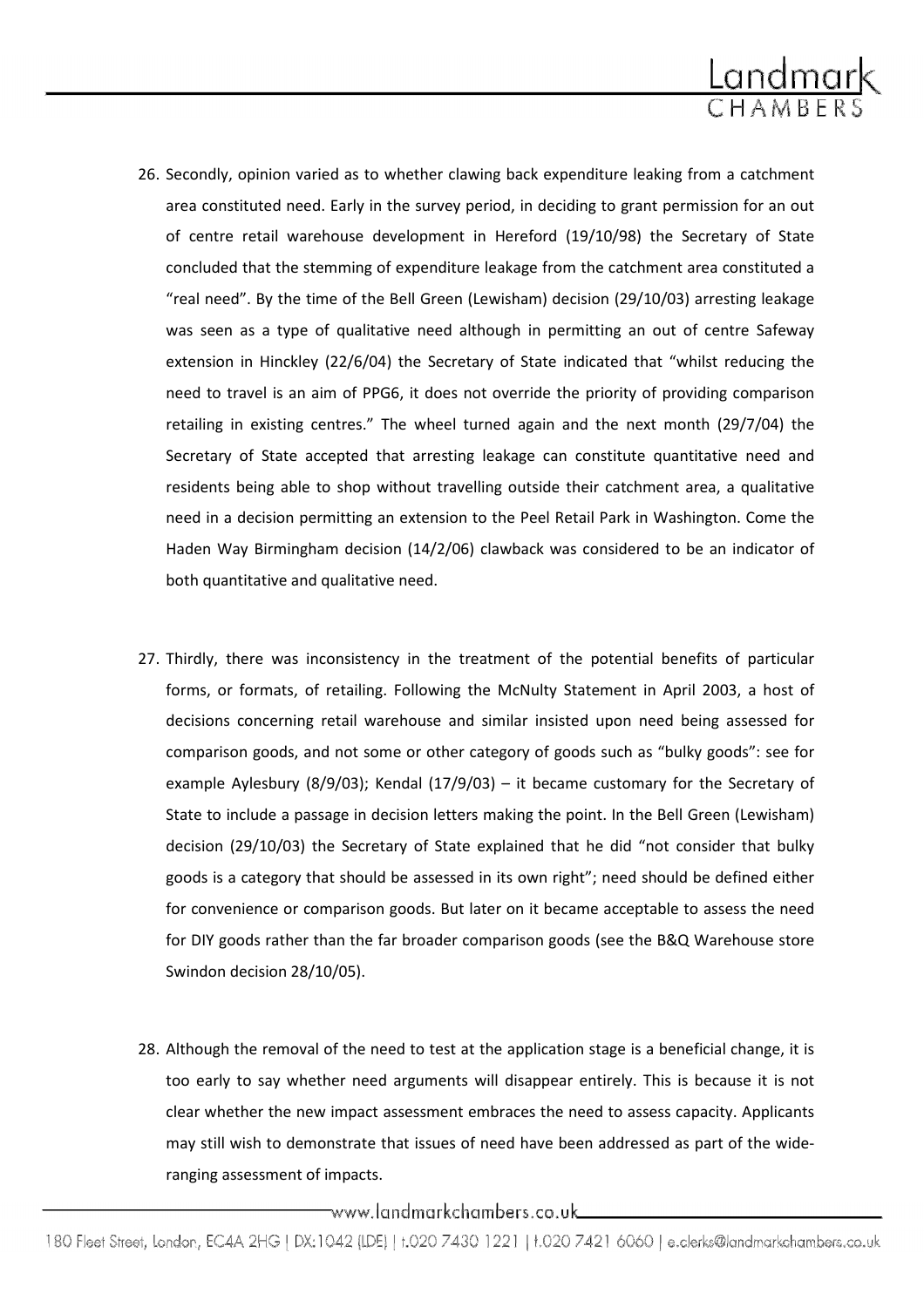26. Secondly, opinion varied as to whether clawing back expenditure leaking from a catchment area constituted need. Early in the survey period, in deciding to grant permission for an out of centre retail warehouse development in Hereford (19/10/98) the Secretary of State concluded that the stemming of expenditure leakage from the catchment area constituted a "real need". By the time of the Bell Green (Lewisham) decision (29/10/03) arresting leakage was seen as a type of qualitative need although in permitting an out of centre Safeway extension in Hinckley (22/6/04) the Secretary of State indicated that "whilst reducing the need to travel is an aim of PPG6, it does not override the priority of providing comparison retailing in existing centres." The wheel turned again and the next month (29/7/04) the Secretary of State accepted that arresting leakage can constitute quantitative need and residents being able to shop without travelling outside their catchment area, a qualitative need in a decision permitting an extension to the Peel Retail Park in Washington. Come the Haden Way Birmingham decision (14/2/06) clawback was considered to be an indicator of both quantitative and qualitative need.

27. Thirdly, there was inconsistency in the treatment of the potential benefits of particular forms, or formats, of retailing. Following the McNulty Statement in April 2003, a host of decisions concerning retail warehouse and similar insisted upon need being assessed for comparison goods, and not some or other category of goods such as "bulky goods": see for example Aylesbury (8/9/03); Kendal (17/9/03) – it became customary for the Secretary of State to include a passage in decision letters making the point. In the Bell Green (Lewisham) decision (29/10/03) the Secretary of State explained that he did "not consider that bulky goods is a category that should be assessed in its own right"; need should be defined either for convenience or comparison goods. But later on it became acceptable to assess the need for DIY goods rather than the far broader comparison goods (see the B&Q Warehouse store Swindon decision 28/10/05).

28. Although the removal of the need to test at the application stage is a beneficial change, it is too early to say whether need arguments will disappear entirely. This is because it is not clear whether the new impact assessment embraces the need to assess capacity. Applicants may still wish to demonstrate that issues of need have been addressed as part of the wide-ranging assessment of impacts.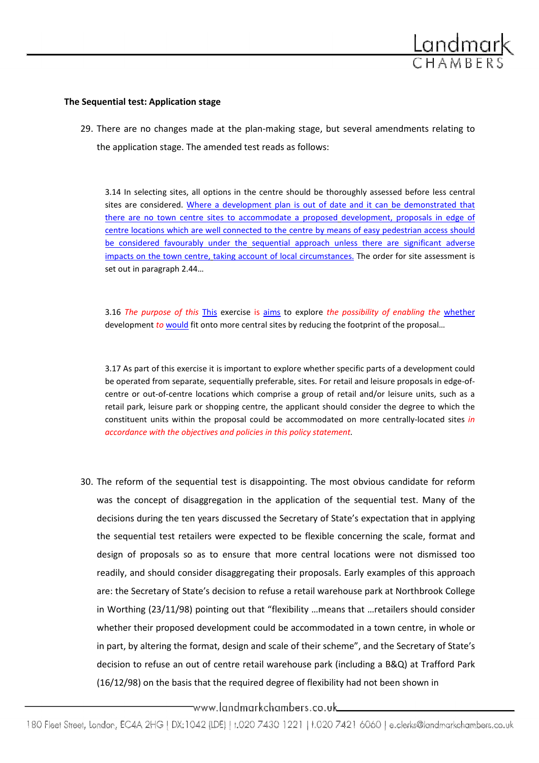**The Sequential test: Application stage**

29. There are no changes made at the plan-making stage, but several amendments relating to the application stage. The amended test reads as follows:

> 3.14 In selecting sites, all options in the centre should be thoroughly assessed before less central sites are considered. Where a development plan is out of date and it can be demonstrated that there are no town centre sites to accommodate a proposed development, proposals in edge of centre locations which are well connected to the centre by means of easy pedestrian access should be considered favourably under the sequential approach unless there are significant adverse impacts on the town centre, taking account of local circumstances. The order for site assessment is set out in paragraph 2.44…

> 3.16 *The purpose of this* This exercise *is* aims to explore *the possibility of enabling the* whether development *to* would fit onto more central sites by reducing the footprint of the proposal…

> 3.17 As part of this exercise it is important to explore whether specific parts of a development could be operated from separate, sequentially preferable, sites. For retail and leisure proposals in edge-of-centre or out-of-centre locations which comprise a group of retail and/or leisure units, such as a retail park, leisure park or shopping centre, the applicant should consider the degree to which the constituent units within the proposal could be accommodated on more centrally-located sites *in accordance with the objectives and policies in this policy statement.*

30. The reform of the sequential test is disappointing. The most obvious candidate for reform was the concept of disaggregation in the application of the sequential test. Many of the decisions during the ten years discussed the Secretary of State's expectation that in applying the sequential test retailers were expected to be flexible concerning the scale, format and design of proposals so as to ensure that more central locations were not dismissed too readily, and should consider disaggregating their proposals. Early examples of this approach are: the Secretary of State's decision to refuse a retail warehouse park at Northbrook College in Worthing (23/11/98) pointing out that "flexibility …means that …retailers should consider whether their proposed development could be accommodated in a town centre, in whole or in part, by altering the format, design and scale of their scheme", and the Secretary of State's decision to refuse an out of centre retail warehouse park (including a B&Q) at Trafford Park (16/12/98) on the basis that the required degree of flexibility had not been shown in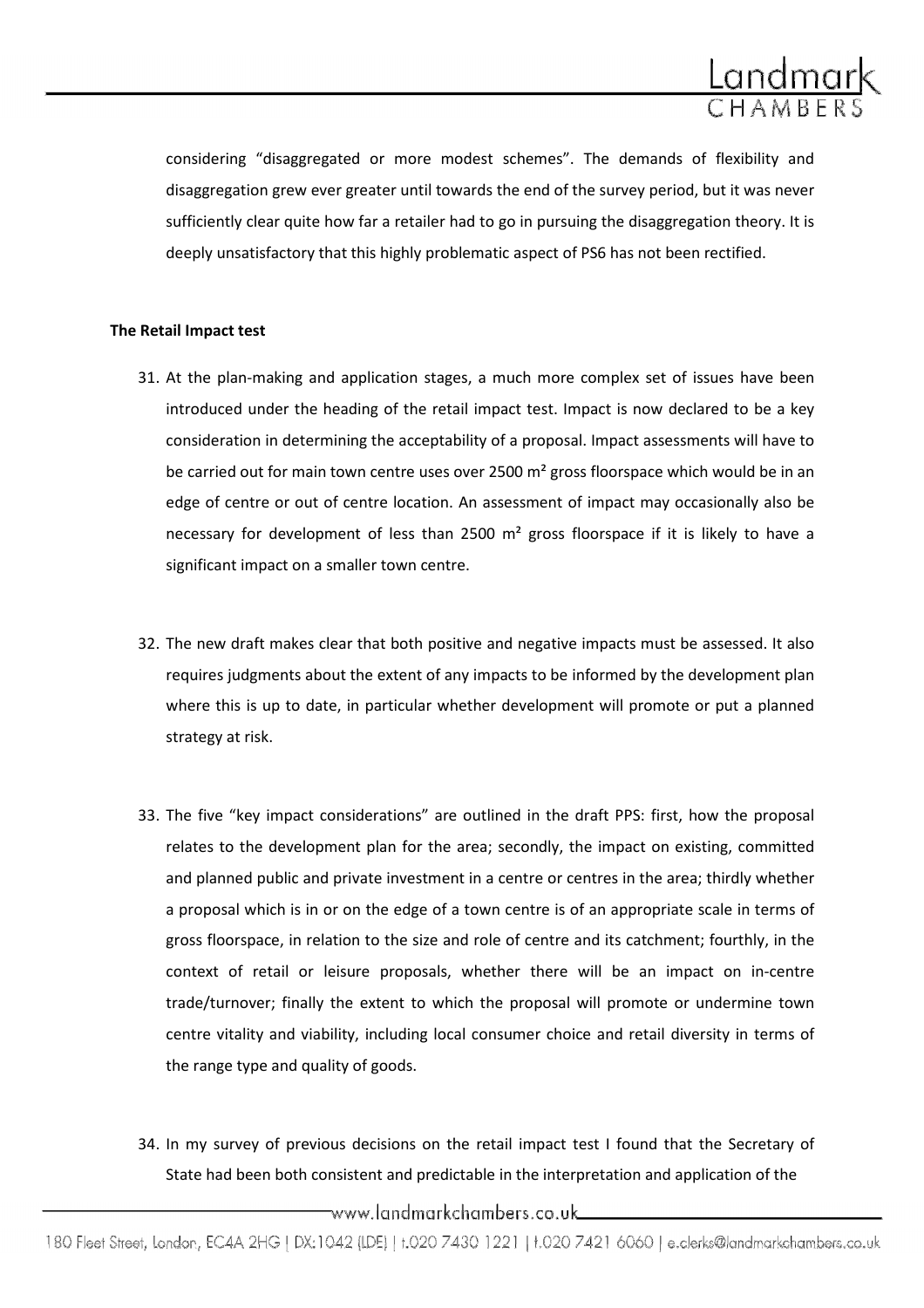considering "disaggregated or more modest schemes". The demands of flexibility and disaggregation grew ever greater until towards the end of the survey period, but it was never sufficiently clear quite how far a retailer had to go in pursuing the disaggregation theory. It is deeply unsatisfactory that this highly problematic aspect of PS6 has not been rectified.

**The Retail Impact test**

31. At the plan-making and application stages, a much more complex set of issues have been introduced under the heading of the retail impact test. Impact is now declared to be a key consideration in determining the acceptability of a proposal. Impact assessments will have to be carried out for main town centre uses over 2500 $m^2$ gross floorspace which would be in an edge of centre or out of centre location. An assessment of impact may occasionally also be necessary for development of less than 2500 $m^2$ gross floorspace if it is likely to have a significant impact on a smaller town centre.

32. The new draft makes clear that both positive and negative impacts must be assessed. It also requires judgments about the extent of any impacts to be informed by the development plan where this is up to date, in particular whether development will promote or put a planned strategy at risk.

33. The five "key impact considerations" are outlined in the draft PPS: first, how the proposal relates to the development plan for the area; secondly, the impact on existing, committed and planned public and private investment in a centre or centres in the area; thirdly whether a proposal which is in or on the edge of a town centre is of an appropriate scale in terms of gross floorspace, in relation to the size and role of centre and its catchment; fourthly, in the context of retail or leisure proposals, whether there will be an impact on in-centre trade/turnover; finally the extent to which the proposal will promote or undermine town centre vitality and viability, including local consumer choice and retail diversity in terms of the range type and quality of goods.

34. In my survey of previous decisions on the retail impact test I found that the Secretary of State had been both consistent and predictable in the interpretation and application of the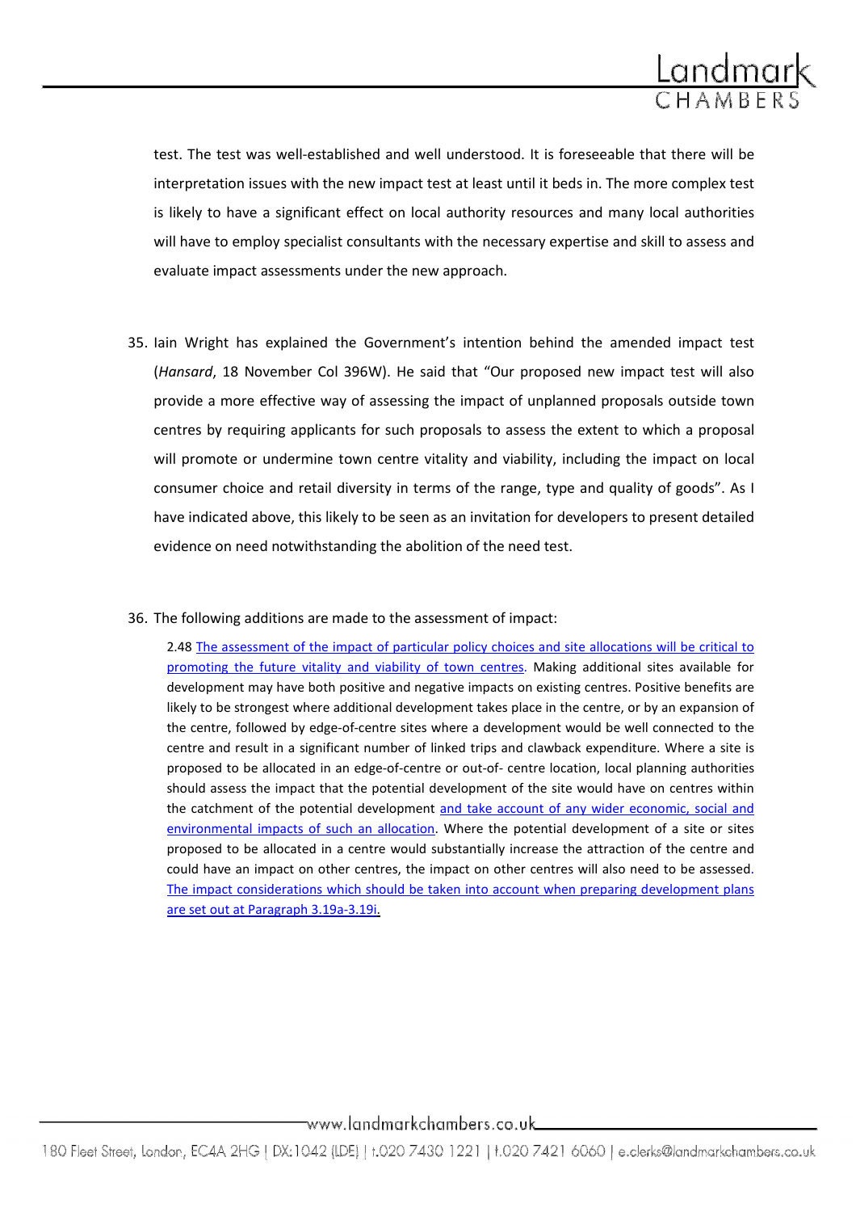test. The test was well-established and well understood. It is foreseeable that there will be interpretation issues with the new impact test at least until it beds in. The more complex test is likely to have a significant effect on local authority resources and many local authorities will have to employ specialist consultants with the necessary expertise and skill to assess and evaluate impact assessments under the new approach.

35. Iain Wright has explained the Government's intention behind the amended impact test (*Hansard*, 18 November Col 396W). He said that "Our proposed new impact test will also provide a more effective way of assessing the impact of unplanned proposals outside town centres by requiring applicants for such proposals to assess the extent to which a proposal will promote or undermine town centre vitality and viability, including the impact on local consumer choice and retail diversity in terms of the range, type and quality of goods". As I have indicated above, this likely to be seen as an invitation for developers to present detailed evidence on need notwithstanding the abolition of the need test.

36. The following additions are made to the assessment of impact:

> 2.48 <u>The assessment of the impact of particular policy choices and site allocations will be critical to promoting the future vitality and viability of town centres</u>. Making additional sites available for development may have both positive and negative impacts on existing centres. Positive benefits are likely to be strongest where additional development takes place in the centre, or by an expansion of the centre, followed by edge-of-centre sites where a development would be well connected to the centre and result in a significant number of linked trips and clawback expenditure. Where a site is proposed to be allocated in an edge-of-centre or out-of- centre location, local planning authorities should assess the impact that the potential development of the site would have on centres within the catchment of the potential development <u>and take account of any wider economic, social and environmental impacts of such an allocation</u>. Where the potential development of a site or sites proposed to be allocated in a centre would substantially increase the attraction of the centre and could have an impact on other centres, the impact on other centres will also need to be assessed. <u>The impact considerations which should be taken into account when preparing development plans are set out at Paragraph 3.19a-3.19i.</u>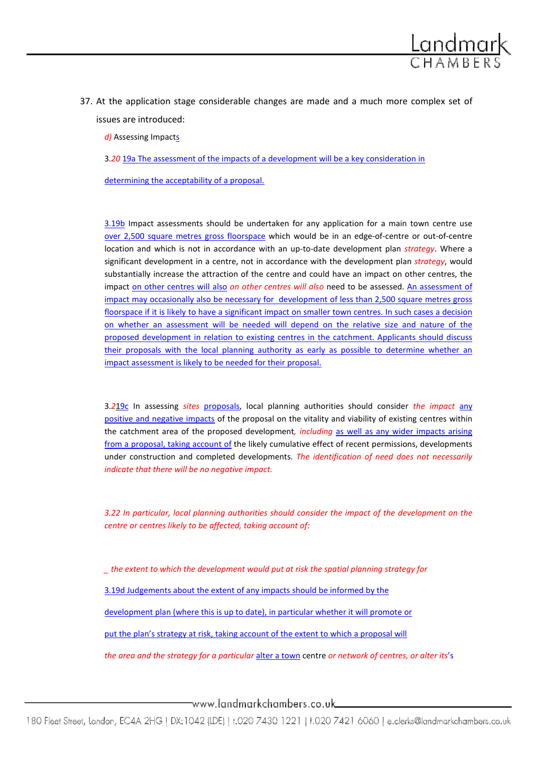37. At the application stage considerable changes are made and a much more complex set of issues are introduced:

*d)* Assessing Impacts

3.*20* 19a The assessment of the impacts of a development will be a key consideration in determining the acceptability of a proposal.

3.19b Impact assessments should be undertaken for any application for a main town centre use over 2,500 square metres gross floorspace which would be in an edge-of-centre or out-of-centre location and which is not in accordance with an up-to-date development plan *strategy*. Where a significant development in a centre, not in accordance with the development plan *strategy*, would substantially increase the attraction of the centre and could have an impact on other centres, the impact on other centres will also *on other centres will also* need to be assessed. An assessment of impact may occasionally also be necessary for development of less than 2,500 square metres gross floorspace if it is likely to have a significant impact on smaller town centres. In such cases a decision on whether an assessment will be needed will depend on the relative size and nature of the proposed development in relation to existing centres in the catchment. Applicants should discuss their proposals with the local planning authority as early as possible to determine whether an impact assessment is likely to be needed for their proposal.

3.*2*19c In assessing *sites* proposals, local planning authorities should consider *the impact* any positive and negative impacts of the proposal on the vitality and viability of existing centres within the catchment area of the proposed development*, including* as well as any wider impacts arising from a proposal, taking account of the likely cumulative effect of recent permissions, developments under construction and completed developments. *The identification of need does not necessarily indicate that there will be no negative impact.*

*3.22 In particular, local planning authorities should consider the impact of the development on the centre or centres likely to be affected, taking account of:*

*_ the extent to which the development would put at risk the spatial planning strategy for*

3.19d Judgements about the extent of any impacts should be informed by the development plan (where this is up to date), in particular whether it will promote or put at risk the plan's strategy, taking account of the extent to which a proposal will

*the area and the strategy for a particular* alter a town centre *or network of centres, or alter its*'s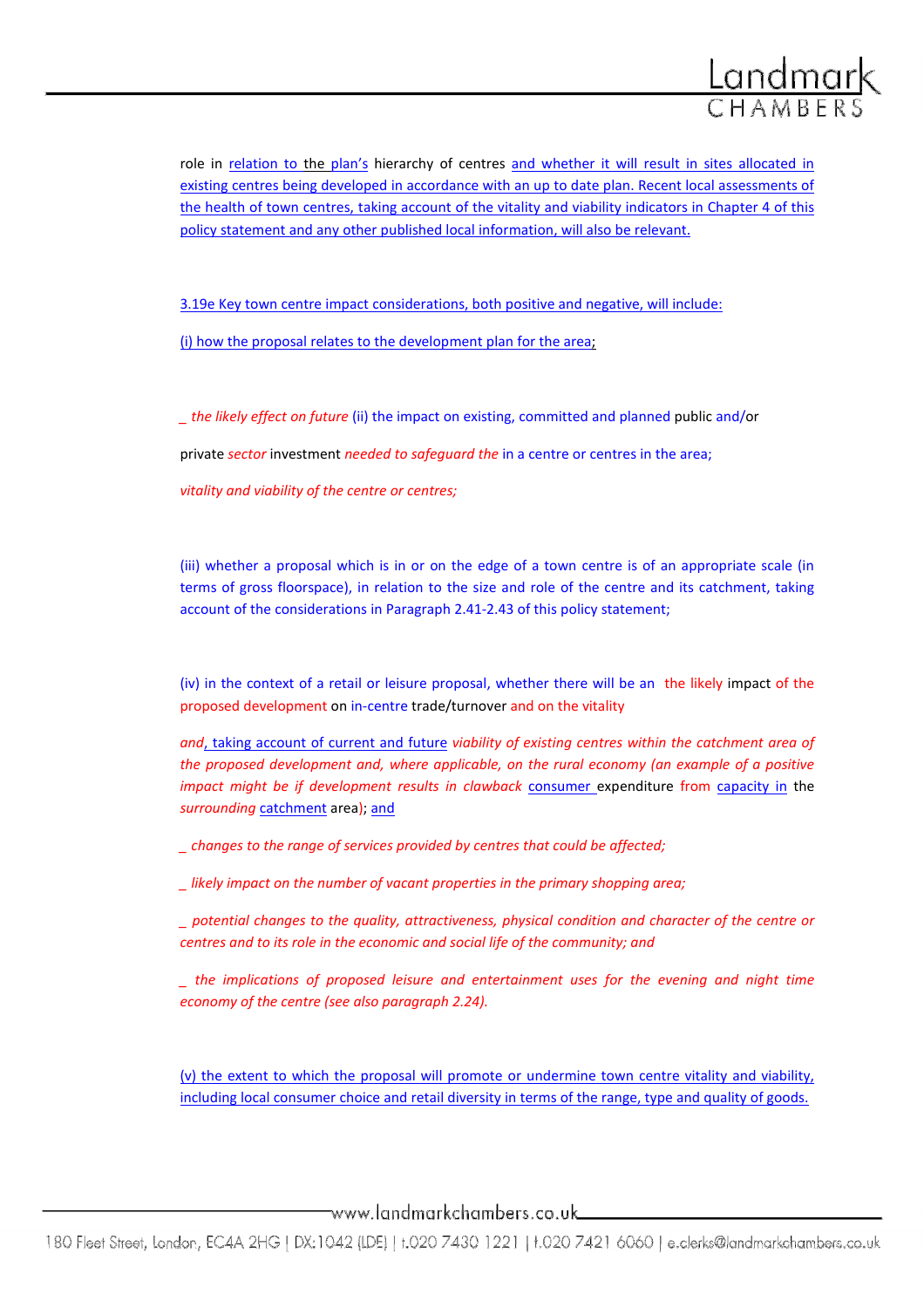role in relation to the plan's hierarchy of centres and whether it will result in sites allocated in existing centres being developed in accordance with an up to date plan. Recent local assessments of the health of town centres, taking account of the vitality and viability indicators in Chapter 4 of this policy statement and any other published local information, will also be relevant.

3.19e Key town centre impact considerations, both positive and negative, will include:

(i) how the proposal relates to the development plan for the area;

_ *the likely effect on future* (ii) the impact on existing, committed and planned public and/or

private *sector* investment *needed to safeguard the* in a centre or centres in the area;

*vitality and viability of the centre or centres;*

(iii) whether a proposal which is in or on the edge of a town centre is of an appropriate scale (in terms of gross floorspace), in relation to the size and role of the centre and its catchment, taking account of the considerations in Paragraph 2.41-2.43 of this policy statement;

(iv) in the context of a retail or leisure proposal, whether there will be an the likely impact of the proposed development on in-centre trade/turnover and on the vitality

*and*, taking account of current and future *viability of existing centres within the catchment area of the proposed development and, where applicable, on the rural economy (an example of a positive impact might be if development results in clawback* consumer expenditure from capacity in the *surrounding* catchment area); and

_ *changes to the range of services provided by centres that could be affected;*

_ *likely impact on the number of vacant properties in the primary shopping area;*

_ *potential changes to the quality, attractiveness, physical condition and character of the centre or centres and to its role in the economic and social life of the community; and*

_ *the implications of proposed leisure and entertainment uses for the evening and night time economy of the centre (see also paragraph 2.24).*

(v) the extent to which the proposal will promote or undermine town centre vitality and viability, including local consumer choice and retail diversity in terms of the range, type and quality of goods.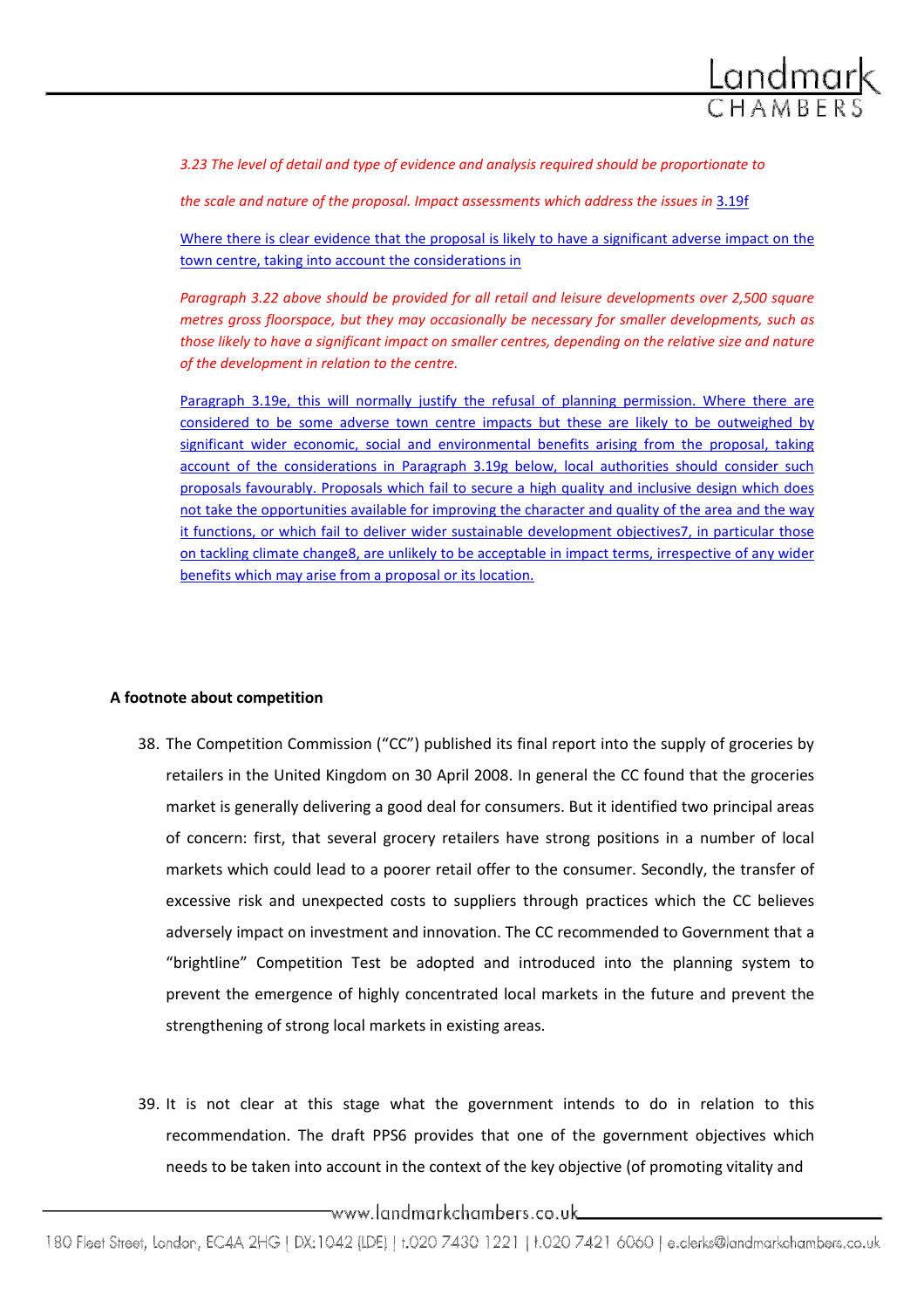*3.23 The level of detail and type of evidence and analysis required should be proportionate to*

*the scale and nature of the proposal. Impact assessments which address the issues in* 3.19f

Where there is clear evidence that the proposal is likely to have a significant adverse impact on the town centre, taking into account the considerations in

*Paragraph 3.22 above should be provided for all retail and leisure developments over 2,500 square metres gross floorspace, but they may occasionally be necessary for smaller developments, such as those likely to have a significant impact on smaller centres, depending on the relative size and nature of the development in relation to the centre.*

Paragraph 3.19e, this will normally justify the refusal of planning permission. Where there are considered to be some adverse town centre impacts but these are likely to be outweighed by significant wider economic, social and environmental benefits arising from the proposal, taking account of the considerations in Paragraph 3.19g below, local authorities should consider such proposals favourably. Proposals which fail to secure a high quality and inclusive design which does not take the opportunities available for improving the character and quality of the area and the way it functions, or which fail to deliver wider sustainable development objectives7, in particular those on tackling climate change8, are unlikely to be acceptable in impact terms, irrespective of any wider benefits which may arise from a proposal or its location.

**A footnote about competition**

38. The Competition Commission ("CC") published its final report into the supply of groceries by retailers in the United Kingdom on 30 April 2008. In general the CC found that the groceries market is generally delivering a good deal for consumers. But it identified two principal areas of concern: first, that several grocery retailers have strong positions in a number of local markets which could lead to a poorer retail offer to the consumer. Secondly, the transfer of excessive risk and unexpected costs to suppliers through practices which the CC believes adversely impact on investment and innovation. The CC recommended to Government that a "brightline" Competition Test be adopted and introduced into the planning system to prevent the emergence of highly concentrated local markets in the future and prevent the strengthening of strong local markets in existing areas.

39. It is not clear at this stage what the government intends to do in relation to this recommendation. The draft PPS6 provides that one of the government objectives which needs to be taken into account in the context of the key objective (of promoting vitality and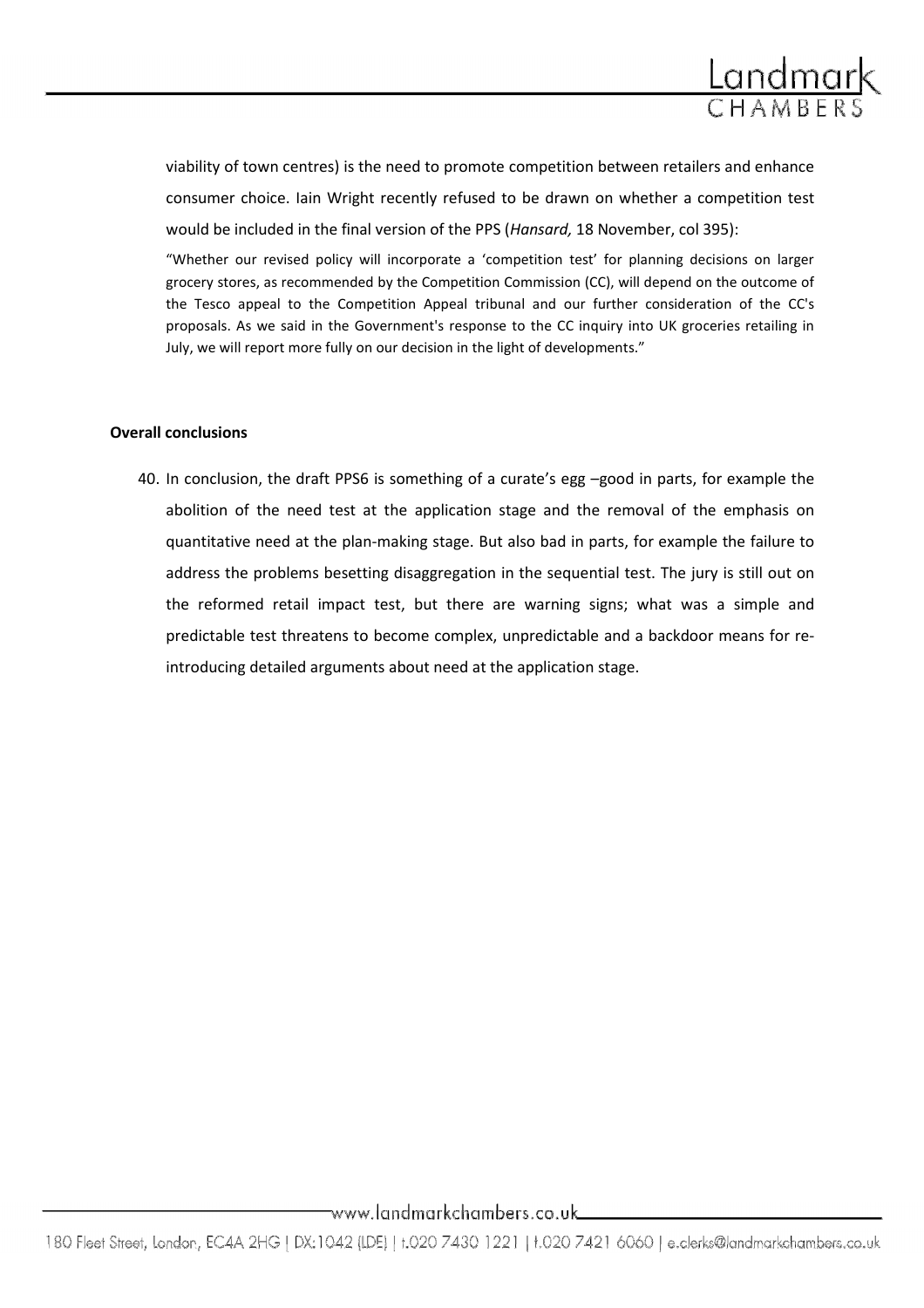viability of town centres) is the need to promote competition between retailers and enhance consumer choice. Iain Wright recently refused to be drawn on whether a competition test would be included in the final version of the PPS (*Hansard,* 18 November, col 395):

> "Whether our revised policy will incorporate a 'competition test' for planning decisions on larger grocery stores, as recommended by the Competition Commission (CC), will depend on the outcome of the Tesco appeal to the Competition Appeal tribunal and our further consideration of the CC's proposals. As we said in the Government's response to the CC inquiry into UK groceries retailing in July, we will report more fully on our decision in the light of developments."

**Overall conclusions**

40. In conclusion, the draft PPS6 is something of a curate's egg –good in parts, for example the abolition of the need test at the application stage and the removal of the emphasis on quantitative need at the plan-making stage. But also bad in parts, for example the failure to address the problems besetting disaggregation in the sequential test. The jury is still out on the reformed retail impact test, but there are warning signs; what was a simple and predictable test threatens to become complex, unpredictable and a backdoor means for re-introducing detailed arguments about need at the application stage.